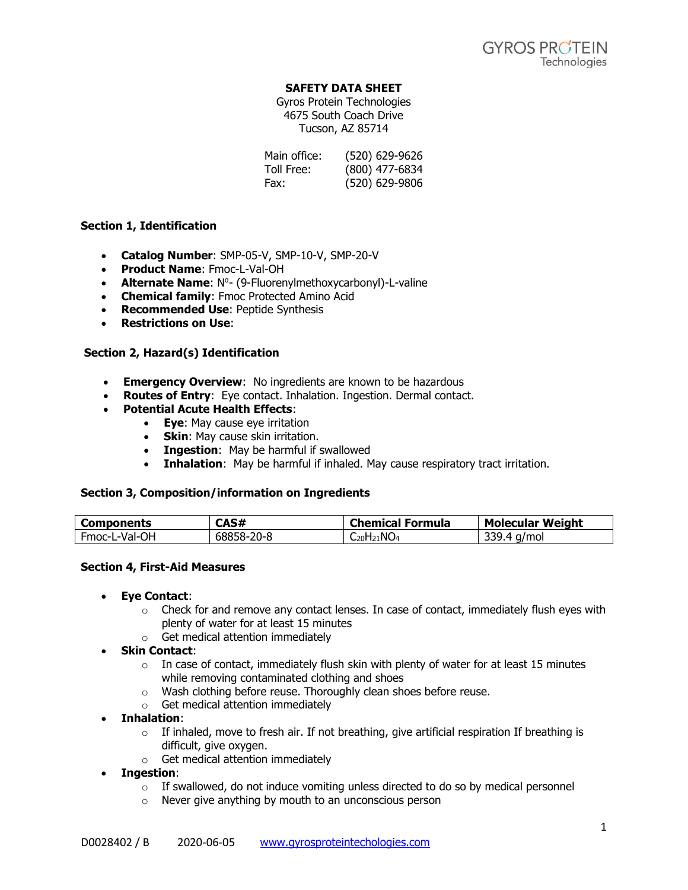**SAFETY DATA SHEET**

Gyros Protein Technologies
4675 South Coach Drive
Tucson, AZ 85714

| | |
|---|---|
| Main office: | (520) 629-9626 |
| Toll Free: | (800) 477-6834 |
| Fax: | (520) 629-9806 |

## Section 1, Identification

- **Catalog Number**: SMP-05-V, SMP-10-V, SMP-20-V
- **Product Name**: Fmoc-L-Val-OH
- **Alternate Name**: N$^{\alpha}$- (9-Fluorenylmethoxycarbonyl)-L-valine
- **Chemical family**: Fmoc Protected Amino Acid
- **Recommended Use**: Peptide Synthesis
- **Restrictions on Use**:

## Section 2, Hazard(s) Identification

- **Emergency Overview**: No ingredients are known to be hazardous
- **Routes of Entry**: Eye contact. Inhalation. Ingestion. Dermal contact.
- **Potential Acute Health Effects**:
    - **Eye**: May cause eye irritation
    - **Skin**: May cause skin irritation.
    - **Ingestion**: May be harmful if swallowed
    - **Inhalation**: May be harmful if inhaled. May cause respiratory tract irritation.

## Section 3, Composition/information on Ingredients

| Components | CAS# | Chemical Formula | Molecular Weight |
|---|---|---|---|
| Fmoc-L-Val-OH | 68858-20-8 | $C_{20}H_{21}NO_4$ | 339.4 g/mol |

## Section 4, First-Aid Measures

- **Eye Contact**:
    - Check for and remove any contact lenses. In case of contact, immediately flush eyes with plenty of water for at least 15 minutes
    - Get medical attention immediately
- **Skin Contact**:
    - In case of contact, immediately flush skin with plenty of water for at least 15 minutes while removing contaminated clothing and shoes
    - Wash clothing before reuse. Thoroughly clean shoes before reuse.
    - Get medical attention immediately
- **Inhalation**:
    - If inhaled, move to fresh air. If not breathing, give artificial respiration If breathing is difficult, give oxygen.
    - Get medical attention immediately
- **Ingestion**:
    - If swallowed, do not induce vomiting unless directed to do so by medical personnel
    - Never give anything by mouth to an unconscious person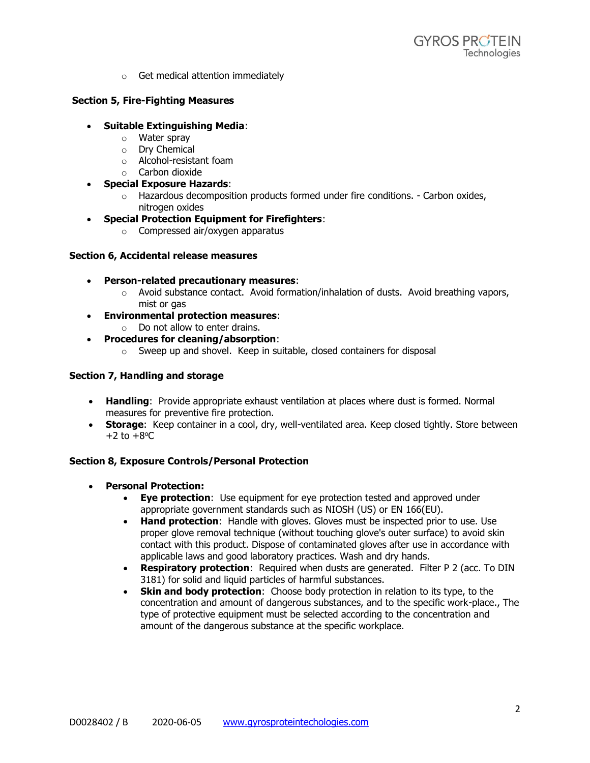- Get medical attention immediately

**Section 5, Fire-Fighting Measures**

- **Suitable Extinguishing Media**:
  - Water spray
  - Dry Chemical
  - Alcohol-resistant foam
  - Carbon dioxide
- **Special Exposure Hazards**:
  - Hazardous decomposition products formed under fire conditions. - Carbon oxides, nitrogen oxides
- **Special Protection Equipment for Firefighters**:
  - Compressed air/oxygen apparatus

**Section 6, Accidental release measures**

- **Person-related precautionary measures**:
  - Avoid substance contact. Avoid formation/inhalation of dusts. Avoid breathing vapors, mist or gas
- **Environmental protection measures**:
  - Do not allow to enter drains.
- **Procedures for cleaning/absorption**:
  - Sweep up and shovel. Keep in suitable, closed containers for disposal

**Section 7, Handling and storage**

- **Handling**: Provide appropriate exhaust ventilation at places where dust is formed. Normal measures for preventive fire protection.
- **Storage**: Keep container in a cool, dry, well-ventilated area. Keep closed tightly. Store between +2 to +8°C

**Section 8, Exposure Controls/Personal Protection**

- **Personal Protection:**
  - **Eye protection**: Use equipment for eye protection tested and approved under appropriate government standards such as NIOSH (US) or EN 166(EU).
  - **Hand protection**: Handle with gloves. Gloves must be inspected prior to use. Use proper glove removal technique (without touching glove's outer surface) to avoid skin contact with this product. Dispose of contaminated gloves after use in accordance with applicable laws and good laboratory practices. Wash and dry hands.
  - **Respiratory protection**: Required when dusts are generated. Filter P 2 (acc. To DIN 3181) for solid and liquid particles of harmful substances.
  - **Skin and body protection**: Choose body protection in relation to its type, to the concentration and amount of dangerous substances, and to the specific work-place., The type of protective equipment must be selected according to the concentration and amount of the dangerous substance at the specific workplace.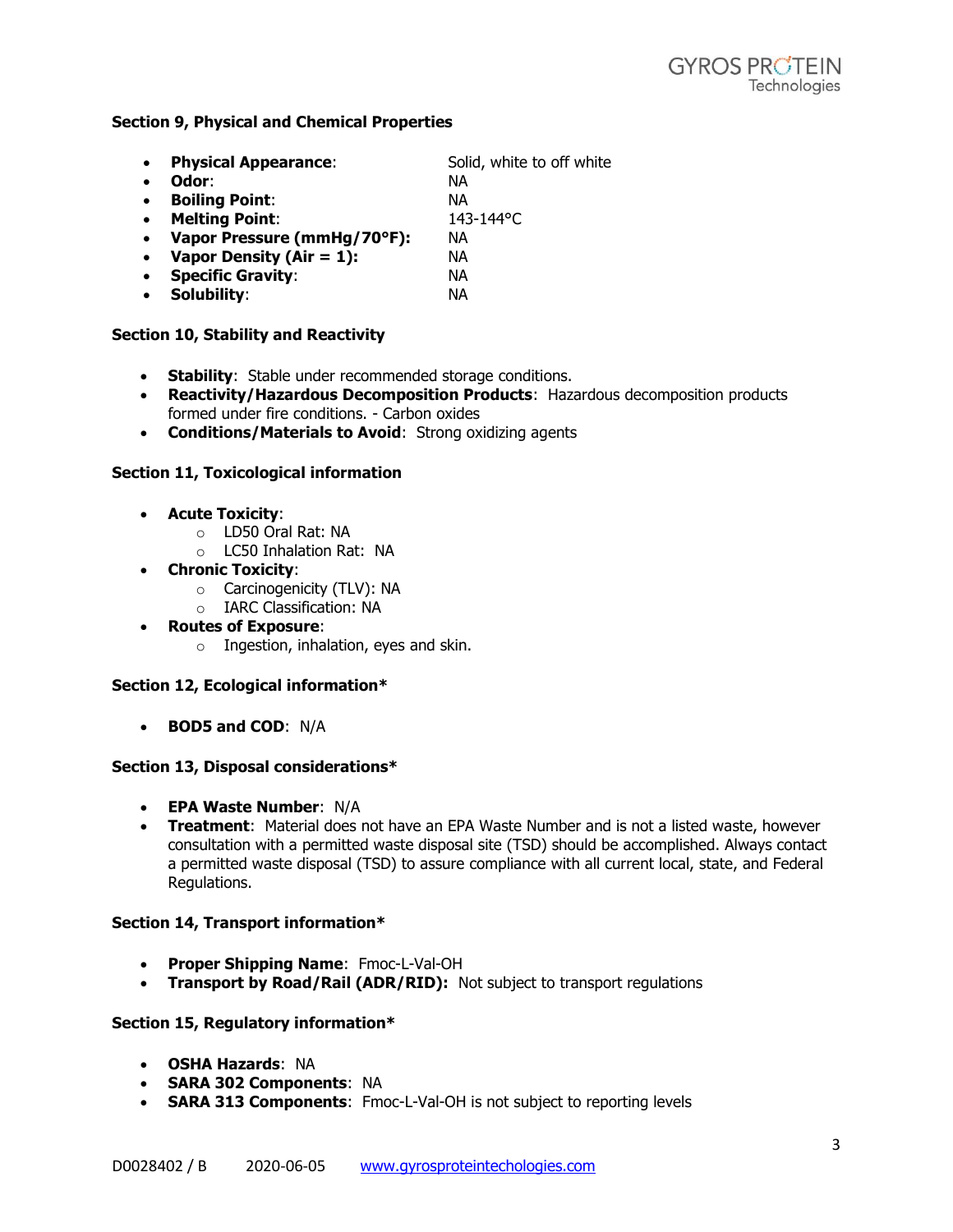### Section 9, Physical and Chemical Properties

- **Physical Appearance**: Solid, white to off white
- **Odor**: NA
- **Boiling Point**: NA
- **Melting Point**: 143-144°C
- **Vapor Pressure (mmHg/70°F):** NA
- **Vapor Density (Air = 1):** NA
- **Specific Gravity**: NA
- **Solubility**: NA

### Section 10, Stability and Reactivity

- **Stability**: Stable under recommended storage conditions.
- **Reactivity/Hazardous Decomposition Products**: Hazardous decomposition products formed under fire conditions. - Carbon oxides
- **Conditions/Materials to Avoid**: Strong oxidizing agents

### Section 11, Toxicological information

- **Acute Toxicity**:
  - LD50 Oral Rat: NA
  - LC50 Inhalation Rat: NA
- **Chronic Toxicity**:
  - Carcinogenicity (TLV): NA
  - IARC Classification: NA
- **Routes of Exposure**:
  - Ingestion, inhalation, eyes and skin.

### Section 12, Ecological information*

- **BOD5 and COD**: N/A

### Section 13, Disposal considerations*

- **EPA Waste Number**: N/A
- **Treatment**: Material does not have an EPA Waste Number and is not a listed waste, however consultation with a permitted waste disposal site (TSD) should be accomplished. Always contact a permitted waste disposal (TSD) to assure compliance with all current local, state, and Federal Regulations.

### Section 14, Transport information*

- **Proper Shipping Name**: Fmoc-L-Val-OH
- **Transport by Road/Rail (ADR/RID):** Not subject to transport regulations

### Section 15, Regulatory information*

- **OSHA Hazards**: NA
- **SARA 302 Components**: NA
- **SARA 313 Components**: Fmoc-L-Val-OH is not subject to reporting levels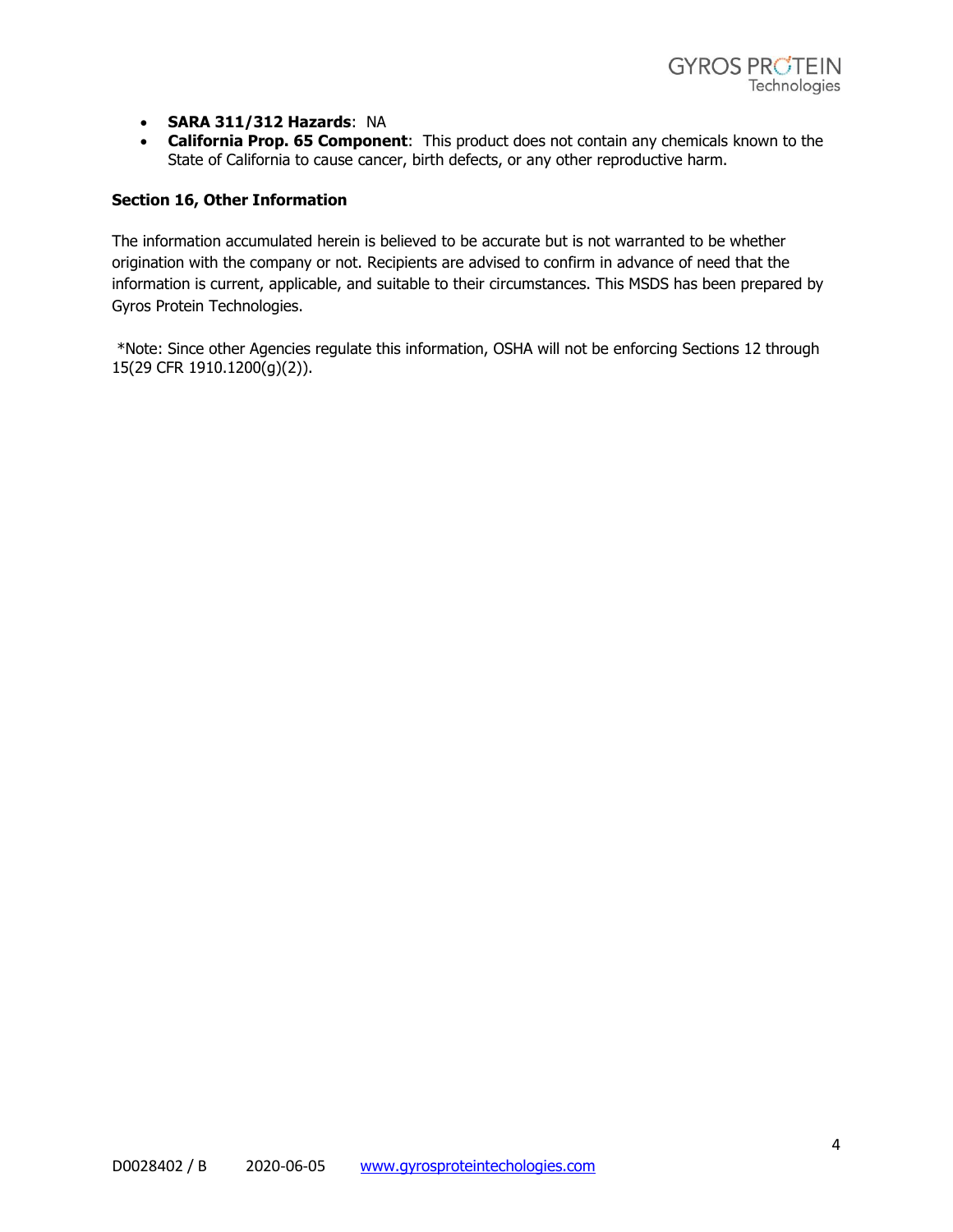- **SARA 311/312 Hazards**: NA
- **California Prop. 65 Component**: This product does not contain any chemicals known to the State of California to cause cancer, birth defects, or any other reproductive harm.

**Section 16, Other Information**

The information accumulated herein is believed to be accurate but is not warranted to be whether origination with the company or not. Recipients are advised to confirm in advance of need that the information is current, applicable, and suitable to their circumstances. This MSDS has been prepared by Gyros Protein Technologies.

*Note: Since other Agencies regulate this information, OSHA will not be enforcing Sections 12 through 15(29 CFR 1910.1200(g)(2)).